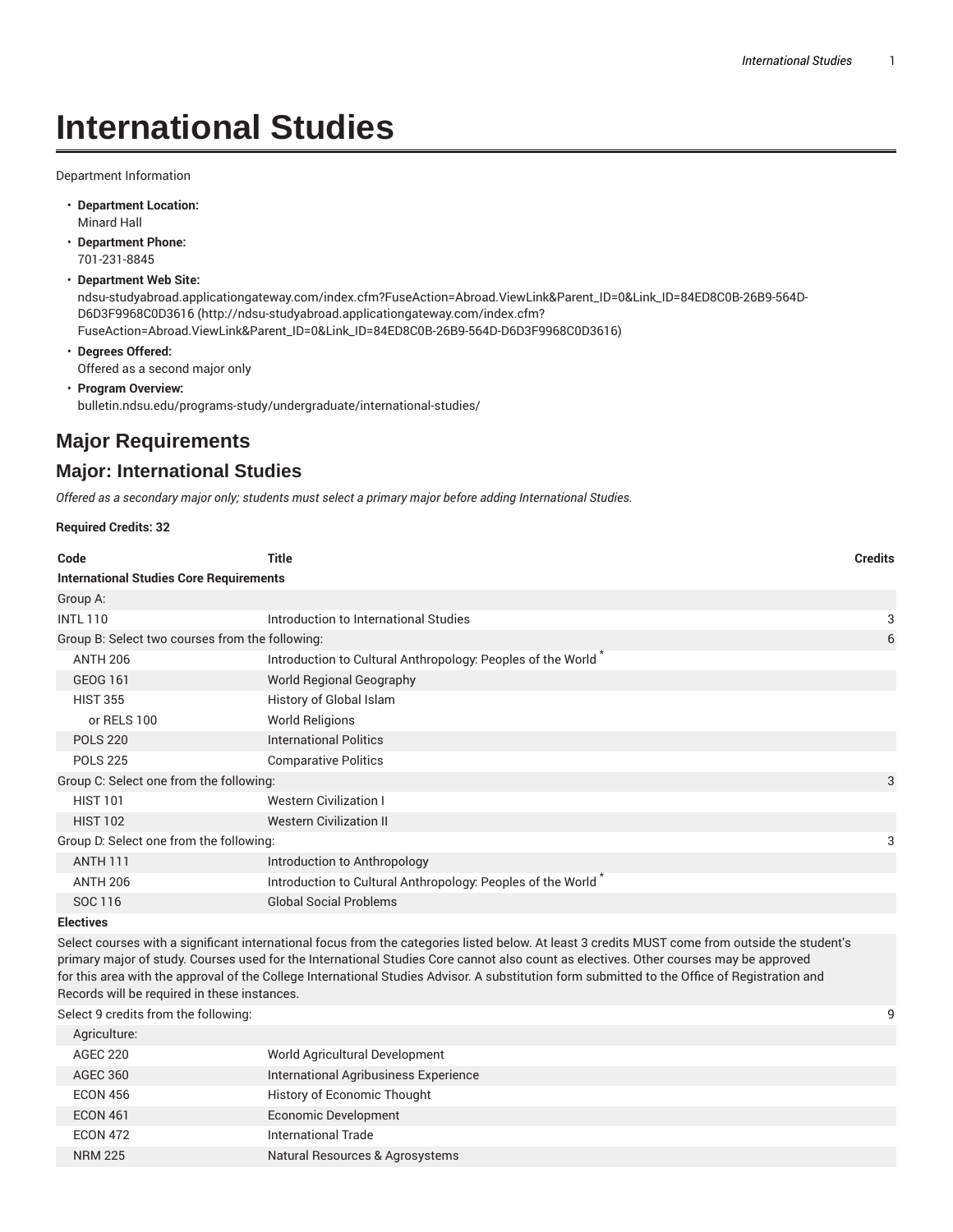# International Studies

Department Information

- **Department Location:**
  Minard Hall
- **Department Phone:**
  701-231-8845
- **Department Web Site:**
  ndsu-studyabroad.applicationgateway.com/index.cfm?FuseAction=Abroad.ViewLink&Parent_ID=0&Link_ID=84ED8C0B-26B9-564D-D6D3F9968C0D3616 (http://ndsu-studyabroad.applicationgateway.com/index.cfm?FuseAction=Abroad.ViewLink&Parent_ID=0&Link_ID=84ED8C0B-26B9-564D-D6D3F9968C0D3616)
- **Degrees Offered:**
  Offered as a second major only
- **Program Overview:**
  bulletin.ndsu.edu/programs-study/undergraduate/international-studies/

## Major Requirements

## Major: International Studies

*Offered as a secondary major only; students must select a primary major before adding International Studies.*

**Required Credits: 32**

| Code | Title | Credits |
|---|---|---|
| **International Studies Core Requirements** | | |
| Group A: | | |
| INTL 110 | Introduction to International Studies | 3 |
| Group B: Select two courses from the following: | | 6 |
| ANTH 206 | Introduction to Cultural Anthropology: Peoples of the World * | |
| GEOG 161 | World Regional Geography | |
| HIST 355 | History of Global Islam | |
| or RELS 100 | World Religions | |
| POLS 220 | International Politics | |
| POLS 225 | Comparative Politics | |
| Group C: Select one from the following: | | 3 |
| HIST 101 | Western Civilization I | |
| HIST 102 | Western Civilization II | |
| Group D: Select one from the following: | | 3 |
| ANTH 111 | Introduction to Anthropology | |
| ANTH 206 | Introduction to Cultural Anthropology: Peoples of the World * | |
| SOC 116 | Global Social Problems | |
| **Electives** | | |
| Select courses with a significant international focus from the categories listed below. At least 3 credits MUST come from outside the student's primary major of study. Courses used for the International Studies Core cannot also count as electives. Other courses may be approved for this area with the approval of the College International Studies Advisor. A substitution form submitted to the Office of Registration and Records will be required in these instances. | | |
| Select 9 credits from the following: | | 9 |
| Agriculture: | | |
| AGEC 220 | World Agricultural Development | |
| AGEC 360 | International Agribusiness Experience | |
| ECON 456 | History of Economic Thought | |
| ECON 461 | Economic Development | |
| ECON 472 | International Trade | |
| NRM 225 | Natural Resources & Agrosystems | |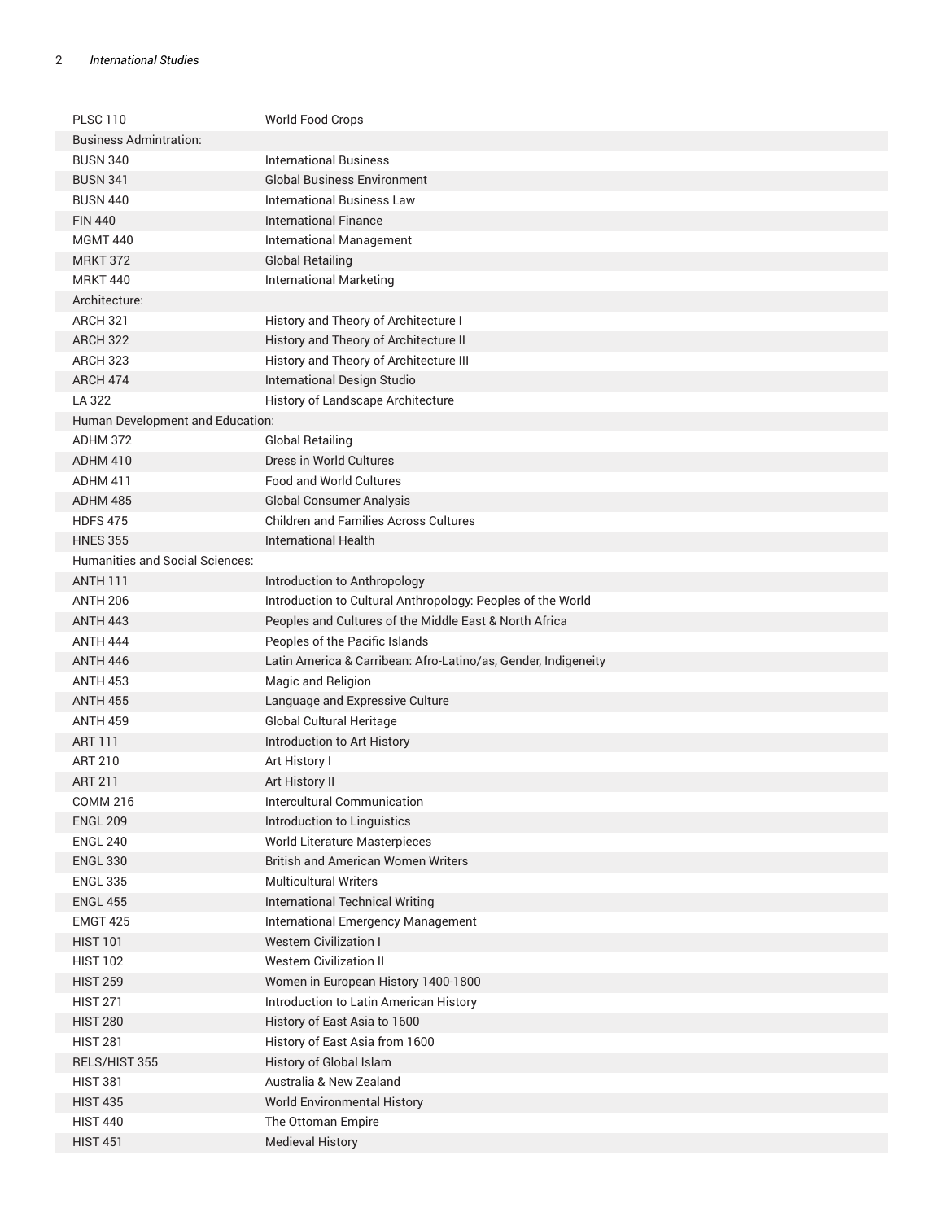| | |
|---|---|
| PLSC 110 | World Food Crops |
| Business Admintration: | |
| BUSN 340 | International Business |
| BUSN 341 | Global Business Environment |
| BUSN 440 | International Business Law |
| FIN 440 | International Finance |
| MGMT 440 | International Management |
| MRKT 372 | Global Retailing |
| MRKT 440 | International Marketing |
| Architecture: | |
| ARCH 321 | History and Theory of Architecture I |
| ARCH 322 | History and Theory of Architecture II |
| ARCH 323 | History and Theory of Architecture III |
| ARCH 474 | International Design Studio |
| LA 322 | History of Landscape Architecture |
| Human Development and Education: | |
| ADHM 372 | Global Retailing |
| ADHM 410 | Dress in World Cultures |
| ADHM 411 | Food and World Cultures |
| ADHM 485 | Global Consumer Analysis |
| HDFS 475 | Children and Families Across Cultures |
| HNES 355 | International Health |
| Humanities and Social Sciences: | |
| ANTH 111 | Introduction to Anthropology |
| ANTH 206 | Introduction to Cultural Anthropology: Peoples of the World |
| ANTH 443 | Peoples and Cultures of the Middle East & North Africa |
| ANTH 444 | Peoples of the Pacific Islands |
| ANTH 446 | Latin America & Carribean: Afro-Latino/as, Gender, Indigeneity |
| ANTH 453 | Magic and Religion |
| ANTH 455 | Language and Expressive Culture |
| ANTH 459 | Global Cultural Heritage |
| ART 111 | Introduction to Art History |
| ART 210 | Art History I |
| ART 211 | Art History II |
| COMM 216 | Intercultural Communication |
| ENGL 209 | Introduction to Linguistics |
| ENGL 240 | World Literature Masterpieces |
| ENGL 330 | British and American Women Writers |
| ENGL 335 | Multicultural Writers |
| ENGL 455 | International Technical Writing |
| EMGT 425 | International Emergency Management |
| HIST 101 | Western Civilization I |
| HIST 102 | Western Civilization II |
| HIST 259 | Women in European History 1400-1800 |
| HIST 271 | Introduction to Latin American History |
| HIST 280 | History of East Asia to 1600 |
| HIST 281 | History of East Asia from 1600 |
| RELS/HIST 355 | History of Global Islam |
| HIST 381 | Australia & New Zealand |
| HIST 435 | World Environmental History |
| HIST 440 | The Ottoman Empire |
| HIST 451 | Medieval History |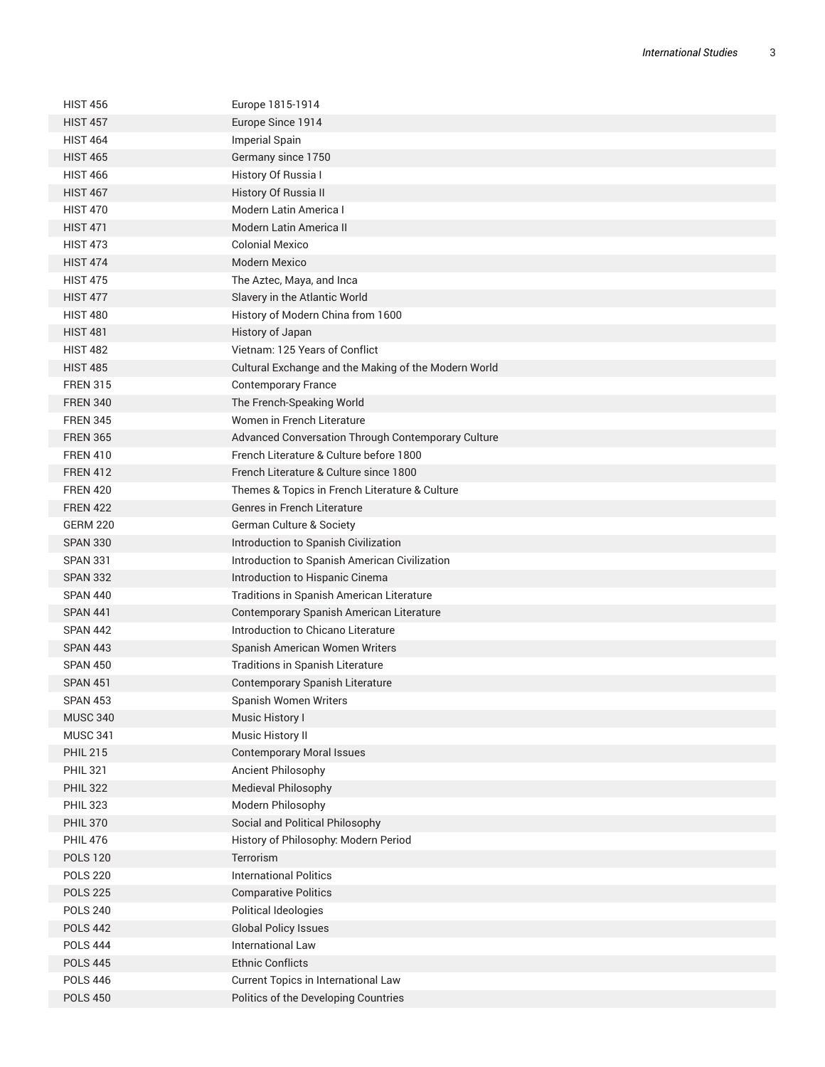| | |
|---|---|
| HIST 456 | Europe 1815-1914 |
| HIST 457 | Europe Since 1914 |
| HIST 464 | Imperial Spain |
| HIST 465 | Germany since 1750 |
| HIST 466 | History Of Russia I |
| HIST 467 | History Of Russia II |
| HIST 470 | Modern Latin America I |
| HIST 471 | Modern Latin America II |
| HIST 473 | Colonial Mexico |
| HIST 474 | Modern Mexico |
| HIST 475 | The Aztec, Maya, and Inca |
| HIST 477 | Slavery in the Atlantic World |
| HIST 480 | History of Modern China from 1600 |
| HIST 481 | History of Japan |
| HIST 482 | Vietnam: 125 Years of Conflict |
| HIST 485 | Cultural Exchange and the Making of the Modern World |
| FREN 315 | Contemporary France |
| FREN 340 | The French-Speaking World |
| FREN 345 | Women in French Literature |
| FREN 365 | Advanced Conversation Through Contemporary Culture |
| FREN 410 | French Literature & Culture before 1800 |
| FREN 412 | French Literature & Culture since 1800 |
| FREN 420 | Themes & Topics in French Literature & Culture |
| FREN 422 | Genres in French Literature |
| GERM 220 | German Culture & Society |
| SPAN 330 | Introduction to Spanish Civilization |
| SPAN 331 | Introduction to Spanish American Civilization |
| SPAN 332 | Introduction to Hispanic Cinema |
| SPAN 440 | Traditions in Spanish American Literature |
| SPAN 441 | Contemporary Spanish American Literature |
| SPAN 442 | Introduction to Chicano Literature |
| SPAN 443 | Spanish American Women Writers |
| SPAN 450 | Traditions in Spanish Literature |
| SPAN 451 | Contemporary Spanish Literature |
| SPAN 453 | Spanish Women Writers |
| MUSC 340 | Music History I |
| MUSC 341 | Music History II |
| PHIL 215 | Contemporary Moral Issues |
| PHIL 321 | Ancient Philosophy |
| PHIL 322 | Medieval Philosophy |
| PHIL 323 | Modern Philosophy |
| PHIL 370 | Social and Political Philosophy |
| PHIL 476 | History of Philosophy: Modern Period |
| POLS 120 | Terrorism |
| POLS 220 | International Politics |
| POLS 225 | Comparative Politics |
| POLS 240 | Political Ideologies |
| POLS 442 | Global Policy Issues |
| POLS 444 | International Law |
| POLS 445 | Ethnic Conflicts |
| POLS 446 | Current Topics in International Law |
| POLS 450 | Politics of the Developing Countries |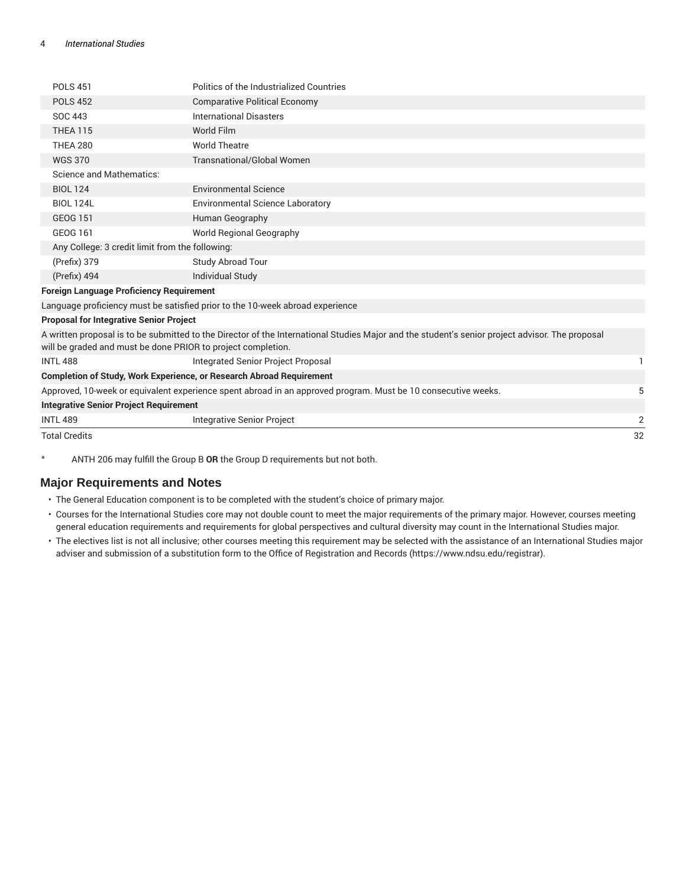| | | |
|---|---|---|
| POLS 451 | Politics of the Industrialized Countries | |
| POLS 452 | Comparative Political Economy | |
| SOC 443 | International Disasters | |
| THEA 115 | World Film | |
| THEA 280 | World Theatre | |
| WGS 370 | Transnational/Global Women | |
| Science and Mathematics: | | |
| BIOL 124 | Environmental Science | |
| BIOL 124L | Environmental Science Laboratory | |
| GEOG 151 | Human Geography | |
| GEOG 161 | World Regional Geography | |
| Any College: 3 credit limit from the following: | | |
| (Prefix) 379 | Study Abroad Tour | |
| (Prefix) 494 | Individual Study | |
| **Foreign Language Proficiency Requirement** | | |
| Language proficiency must be satisfied prior to the 10-week abroad experience | | |
| **Proposal for Integrative Senior Project** | | |
| A written proposal is to be submitted to the Director of the International Studies Major and the student's senior project advisor. The proposal will be graded and must be done PRIOR to project completion. | | |
| INTL 488 | Integrated Senior Project Proposal | 1 |
| **Completion of Study, Work Experience, or Research Abroad Requirement** | | |
| Approved, 10-week or equivalent experience spent abroad in an approved program. Must be 10 consecutive weeks. | | 5 |
| **Integrative Senior Project Requirement** | | |
| INTL 489 | Integrative Senior Project | 2 |
| Total Credits | | 32 |

* ANTH 206 may fulfill the Group B **OR** the Group D requirements but not both.

## Major Requirements and Notes

- The General Education component is to be completed with the student's choice of primary major.
- Courses for the International Studies core may not double count to meet the major requirements of the primary major. However, courses meeting general education requirements and requirements for global perspectives and cultural diversity may count in the International Studies major.
- The electives list is not all inclusive; other courses meeting this requirement may be selected with the assistance of an International Studies major adviser and submission of a substitution form to the Office of Registration and Records (https://www.ndsu.edu/registrar).